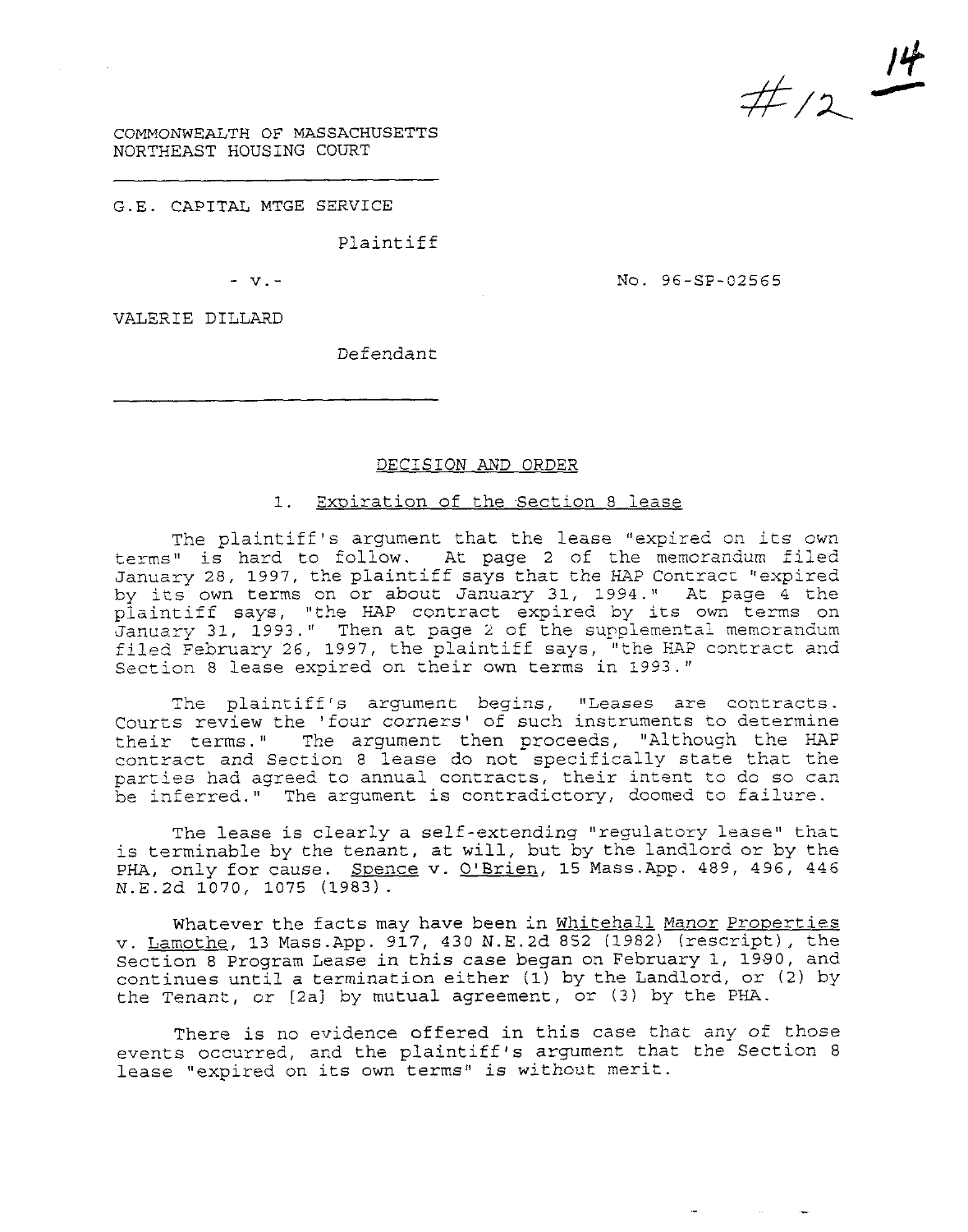#12 14

COMMONWEALTH OF MASSACHUSETTS
NORTHEAST HOUSING COURT

---

G.E. CAPITAL MTGE SERVICE

Plaintiff

- v.-

No. 96-SP-02565

VALERIE DILLARD

Defendant

---

## DECISION AND ORDER

### 1. Expiration of the Section 8 lease

The plaintiff's argument that the lease "expired on its own terms" is hard to follow. At page 2 of the memorandum filed January 28, 1997, the plaintiff says that the HAP Contract "expired by its own terms on or about January 31, 1994." At page 4 the plaintiff says, "the HAP contract expired by its own terms on January 31, 1993." Then at page 2 of the supplemental memorandum filed February 26, 1997, the plaintiff says, "the HAP contract and Section 8 lease expired on their own terms in 1993."

The plaintiff's argument begins, "Leases are contracts. Courts review the 'four corners' of such instruments to determine their terms." The argument then proceeds, "Although the HAP contract and Section 8 lease do not specifically state that the parties had agreed to annual contracts, their intent to do so can be inferred." The argument is contradictory, doomed to failure.

The lease is clearly a self-extending "regulatory lease" that is terminable by the tenant, at will, but by the landlord or by the PHA, only for cause. Spence v. O'Brien, 15 Mass.App. 489, 496, 446 N.E.2d 1070, 1075 (1983).

Whatever the facts may have been in Whitehall Manor Properties v. Lamothe, 13 Mass.App. 917, 430 N.E.2d 852 (1982) (rescript), the Section 8 Program Lease in this case began on February 1, 1990, and continues until a termination either (1) by the Landlord, or (2) by the Tenant, or [2a] by mutual agreement, or (3) by the PHA.

There is no evidence offered in this case that any of those events occurred, and the plaintiff's argument that the Section 8 lease "expired on its own terms" is without merit.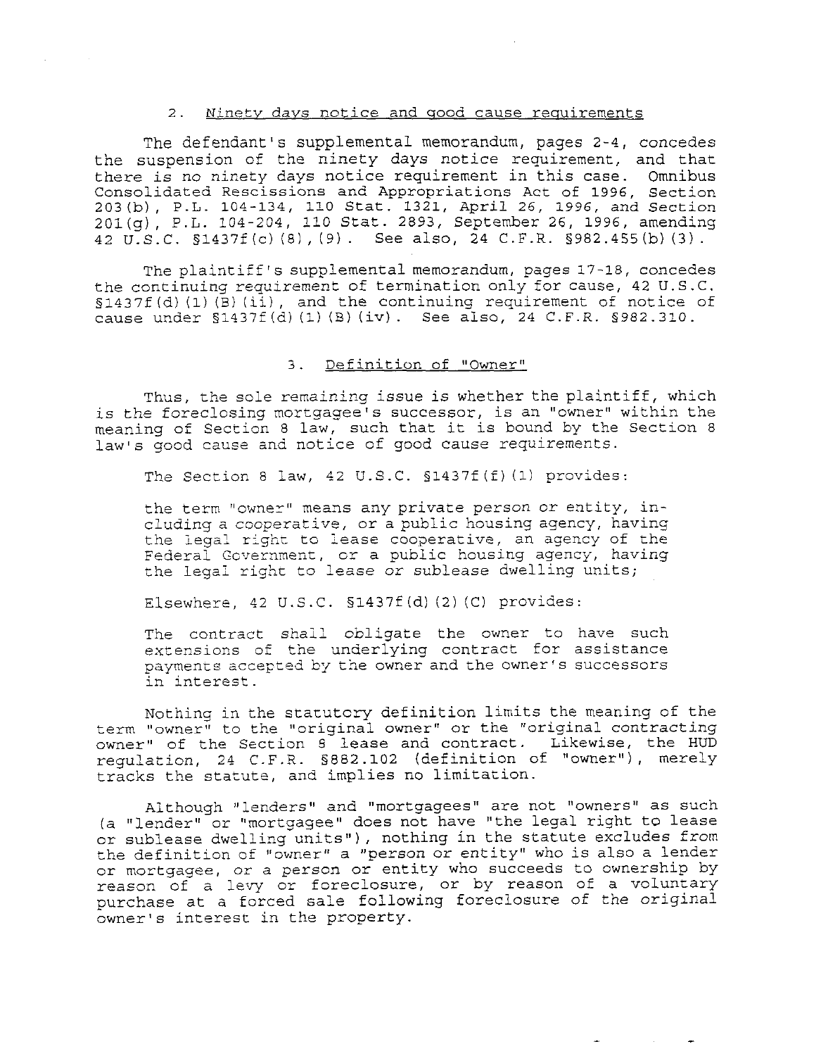### 2. Ninety days notice and good cause requirements

The defendant's supplemental memorandum, pages 2-4, concedes the suspension of the ninety days notice requirement, and that there is no ninety days notice requirement in this case. Omnibus Consolidated Rescissions and Appropriations Act of 1996, Section 203(b), P.L. 104-134, 110 Stat. 1321, April 26, 1996, and Section 201(g), P.L. 104-204, 110 Stat. 2893, September 26, 1996, amending 42 U.S.C. §1437f(c)(8),(9). See also, 24 C.F.R. §982.455(b)(3).

The plaintiff's supplemental memorandum, pages 17-18, concedes the continuing requirement of termination only for cause, 42 U.S.C. §1437f(d)(1)(B)(ii), and the continuing requirement of notice of cause under §1437f(d)(1)(B)(iv). See also, 24 C.F.R. §982.310.

### 3. Definition of "Owner"

Thus, the sole remaining issue is whether the plaintiff, which is the foreclosing mortgagee's successor, is an "owner" within the meaning of Section 8 law, such that it is bound by the Section 8 law's good cause and notice of good cause requirements.

The Section 8 law, 42 U.S.C. §1437f(f)(1) provides:

> the term "owner" means any private person or entity, including a cooperative, or a public housing agency, having the legal right to lease cooperative, an agency of the Federal Government, or a public housing agency, having the legal right to lease or sublease dwelling units;

Elsewhere, 42 U.S.C. §1437f(d)(2)(C) provides:

> The contract shall obligate the owner to have such extensions of the underlying contract for assistance payments accepted by the owner and the owner's successors in interest.

Nothing in the statutory definition limits the meaning of the term "owner" to the "original owner" or the "original contracting owner" of the Section 8 lease and contract. Likewise, the HUD regulation, 24 C.F.R. §882.102 (definition of "owner"), merely tracks the statute, and implies no limitation.

Although "lenders" and "mortgagees" are not "owners" as such (a "lender" or "mortgagee" does not have "the legal right to lease or sublease dwelling units"), nothing in the statute excludes from the definition of "owner" a "person or entity" who is also a lender or mortgagee, or a person or entity who succeeds to ownership by reason of a levy or foreclosure, or by reason of a voluntary purchase at a forced sale following foreclosure of the original owner's interest in the property.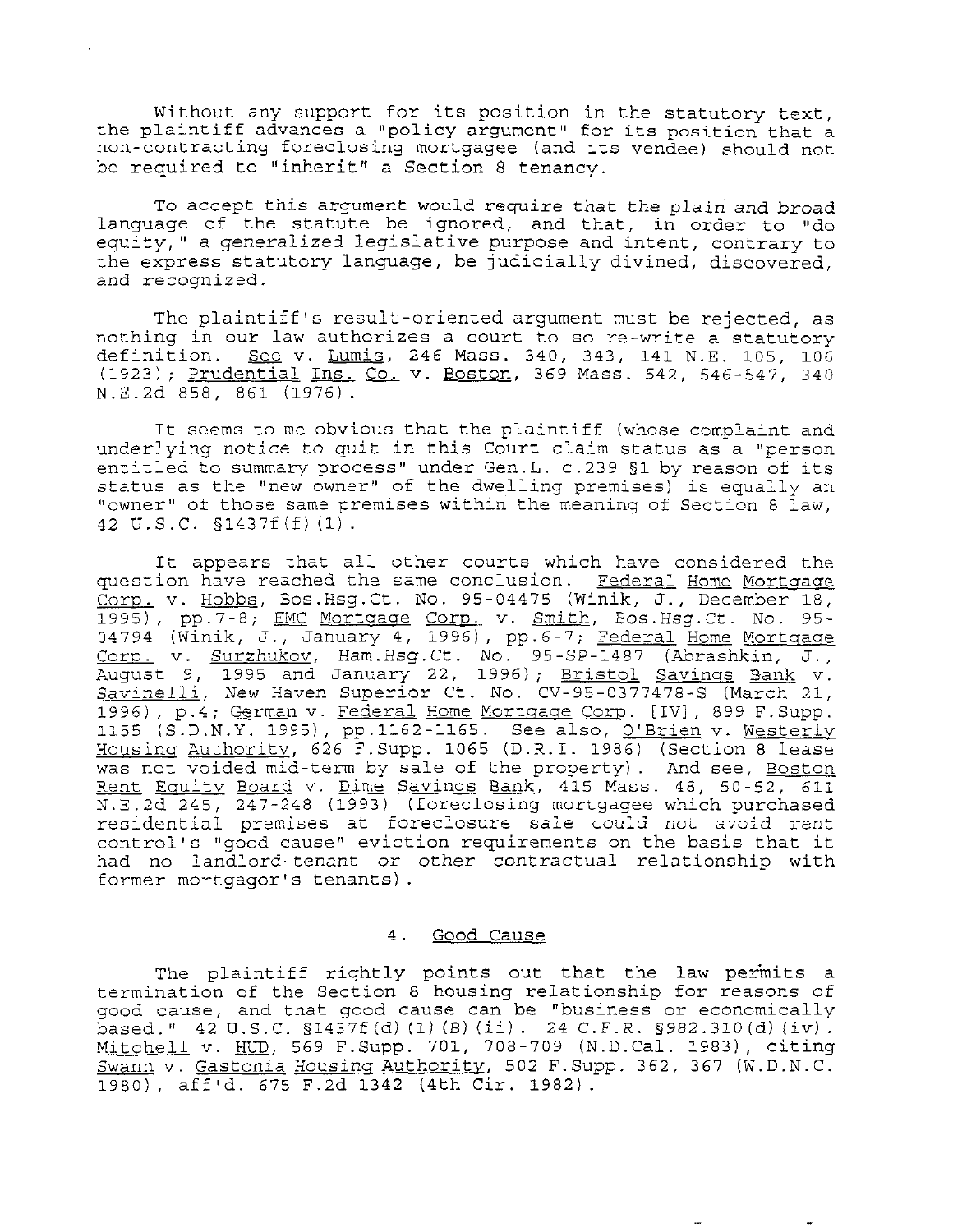Without any support for its position in the statutory text, the plaintiff advances a "policy argument" for its position that a non-contracting foreclosing mortgagee (and its vendee) should not be required to "inherit" a Section 8 tenancy.

To accept this argument would require that the plain and broad language of the statute be ignored, and that, in order to "do equity," a generalized legislative purpose and intent, contrary to the express statutory language, be judicially divined, discovered, and recognized.

The plaintiff's result-oriented argument must be rejected, as nothing in our law authorizes a court to so re-write a statutory definition. See v. Lumis, 246 Mass. 340, 343, 141 N.E. 105, 106 (1923); Prudential Ins. Co. v. Boston, 369 Mass. 542, 546-547, 340 N.E.2d 858, 861 (1976).

It seems to me obvious that the plaintiff (whose complaint and underlying notice to quit in this Court claim status as a "person entitled to summary process" under Gen.L. c.239 §1 by reason of its status as the "new owner" of the dwelling premises) is equally an "owner" of those same premises within the meaning of Section 8 law, 42 U.S.C. §1437f(f)(1).

It appears that all other courts which have considered the question have reached the same conclusion. Federal Home Mortgage Corp. v. Hobbs, Bos.Hsg.Ct. No. 95-04475 (Winik, J., December 18, 1995), pp.7-8; EMC Mortgage Corp. v. Smith, Bos.Hsg.Ct. No. 95-04794 (Winik, J., January 4, 1996), pp.6-7; Federal Home Mortgage Corp. v. Surzhukov, Ham.Hsg.Ct. No. 95-SP-1487 (Abrashkin, J., August 9, 1995 and January 22, 1996); Bristol Savings Bank v. Savinelli, New Haven Superior Ct. No. CV-95-0377478-S (March 21, 1996), p.4; German v. Federal Home Mortgage Corp. [IV], 899 F.Supp. 1155 (S.D.N.Y. 1995), pp.1162-1165. See also, O'Brien v. Westerly Housing Authority, 626 F.Supp. 1065 (D.R.I. 1986) (Section 8 lease was not voided mid-term by sale of the property). And see, Boston Rent Equity Board v. Dime Savings Bank, 415 Mass. 48, 50-52, 611 N.E.2d 245, 247-248 (1993) (foreclosing mortgagee which purchased residential premises at foreclosure sale could not avoid rent control's "good cause" eviction requirements on the basis that it had no landlord-tenant or other contractual relationship with former mortgagor's tenants).

## 4. Good Cause

The plaintiff rightly points out that the law permits a termination of the Section 8 housing relationship for reasons of good cause, and that good cause can be "business or economically based." 42 U.S.C. §1437f(d)(1)(B)(ii). 24 C.F.R. §982.310(d)(iv). Mitchell v. HUD, 569 F.Supp. 701, 708-709 (N.D.Cal. 1983), citing Swann v. Gastonia Housing Authority, 502 F.Supp. 362, 367 (W.D.N.C. 1980), aff'd. 675 F.2d 1342 (4th Cir. 1982).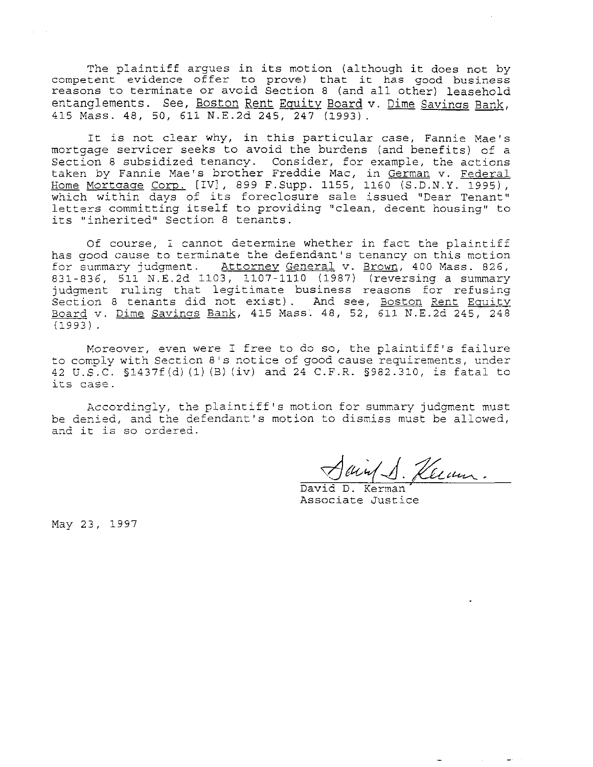The plaintiff argues in its motion (although it does not by competent evidence offer to prove) that it has good business reasons to terminate or avoid Section 8 (and all other) leasehold entanglements. See, Boston Rent Equity Board v. Dime Savings Bank, 415 Mass. 48, 50, 611 N.E.2d 245, 247 (1993).

It is not clear why, in this particular case, Fannie Mae's mortgage servicer seeks to avoid the burdens (and benefits) of a Section 8 subsidized tenancy. Consider, for example, the actions taken by Fannie Mae's brother Freddie Mac, in German v. Federal Home Mortgage Corp. [IV], 899 F.Supp. 1155, 1160 (S.D.N.Y. 1995), which within days of its foreclosure sale issued "Dear Tenant" letters committing itself to providing "clean, decent housing" to its "inherited" Section 8 tenants.

Of course, I cannot determine whether in fact the plaintiff has good cause to terminate the defendant's tenancy on this motion for summary judgment. Attorney General v. Brown, 400 Mass. 826, 831-836, 511 N.E.2d 1103, 1107-1110 (1987) (reversing a summary judgment ruling that legitimate business reasons for refusing Section 8 tenants did not exist). And see, Boston Rent Equity Board v. Dime Savings Bank, 415 Mass. 48, 52, 611 N.E.2d 245, 248 (1993).

Moreover, even were I free to do so, the plaintiff's failure to comply with Section 8's notice of good cause requirements, under 42 U.S.C. §1437f(d)(1)(B)(iv) and 24 C.F.R. §982.310, is fatal to its case.

Accordingly, the plaintiff's motion for summary judgment must be denied, and the defendant's motion to dismiss must be allowed, and it is so ordered.

David D. Kerman
Associate Justice

May 23, 1997